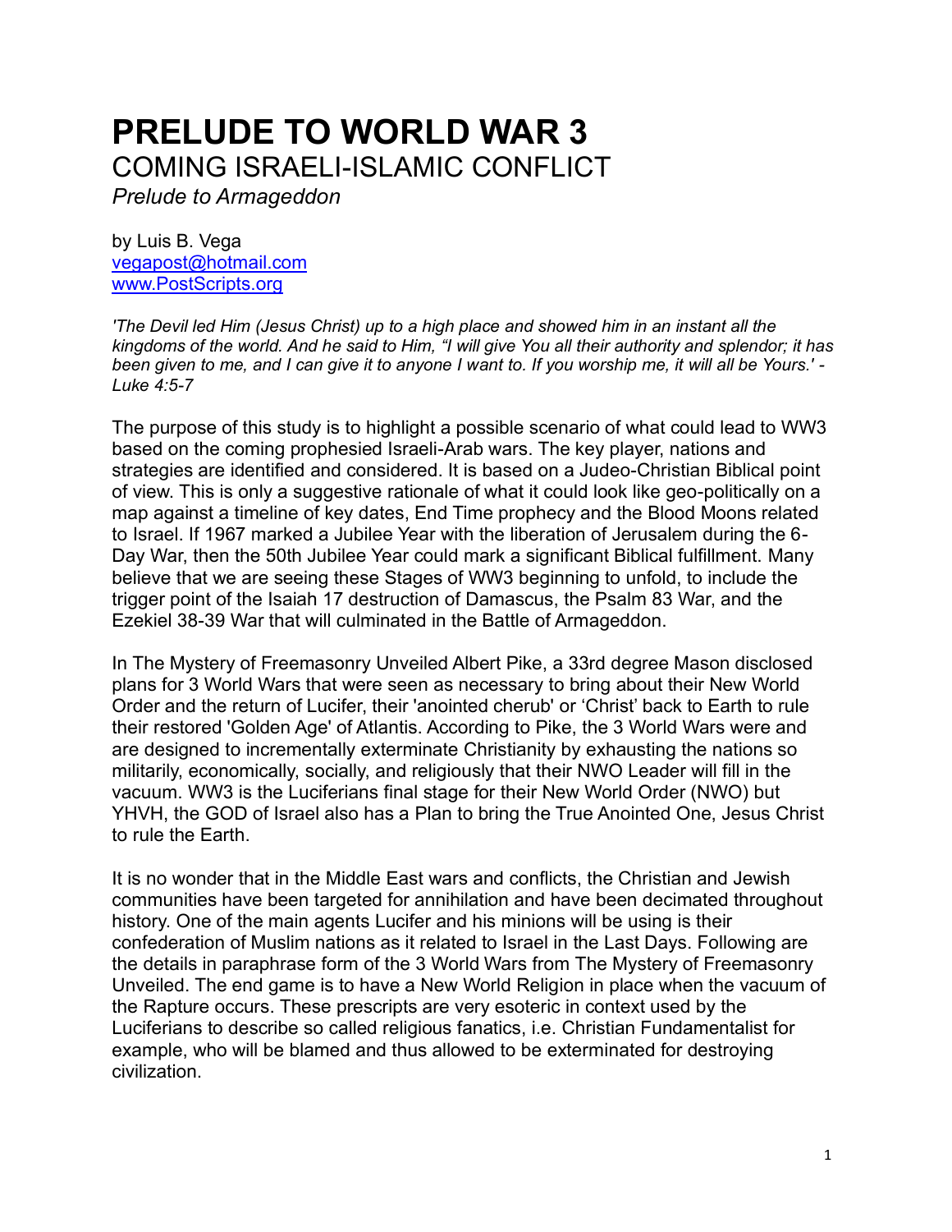# PRELUDE TO WORLD WAR 3

## COMING ISRAELI-ISLAMIC CONFLICT

*Prelude to Armageddon*

by Luis B. Vega
vegapost@hotmail.com
www.PostScripts.org

*'The Devil led Him (Jesus Christ) up to a high place and showed him in an instant all the kingdoms of the world. And he said to Him, "I will give You all their authority and splendor; it has been given to me, and I can give it to anyone I want to. If you worship me, it will all be Yours.' - Luke 4:5-7*

The purpose of this study is to highlight a possible scenario of what could lead to WW3 based on the coming prophesied Israeli-Arab wars. The key player, nations and strategies are identified and considered. It is based on a Judeo-Christian Biblical point of view. This is only a suggestive rationale of what it could look like geo-politically on a map against a timeline of key dates, End Time prophecy and the Blood Moons related to Israel. If 1967 marked a Jubilee Year with the liberation of Jerusalem during the 6-Day War, then the 50th Jubilee Year could mark a significant Biblical fulfillment. Many believe that we are seeing these Stages of WW3 beginning to unfold, to include the trigger point of the Isaiah 17 destruction of Damascus, the Psalm 83 War, and the Ezekiel 38-39 War that will culminated in the Battle of Armageddon.

In The Mystery of Freemasonry Unveiled Albert Pike, a 33rd degree Mason disclosed plans for 3 World Wars that were seen as necessary to bring about their New World Order and the return of Lucifer, their 'anointed cherub' or 'Christ' back to Earth to rule their restored 'Golden Age' of Atlantis. According to Pike, the 3 World Wars were and are designed to incrementally exterminate Christianity by exhausting the nations so militarily, economically, socially, and religiously that their NWO Leader will fill in the vacuum. WW3 is the Luciferians final stage for their New World Order (NWO) but YHVH, the GOD of Israel also has a Plan to bring the True Anointed One, Jesus Christ to rule the Earth.

It is no wonder that in the Middle East wars and conflicts, the Christian and Jewish communities have been targeted for annihilation and have been decimated throughout history. One of the main agents Lucifer and his minions will be using is their confederation of Muslim nations as it related to Israel in the Last Days. Following are the details in paraphrase form of the 3 World Wars from The Mystery of Freemasonry Unveiled. The end game is to have a New World Religion in place when the vacuum of the Rapture occurs. These prescripts are very esoteric in context used by the Luciferians to describe so called religious fanatics, i.e. Christian Fundamentalist for example, who will be blamed and thus allowed to be exterminated for destroying civilization.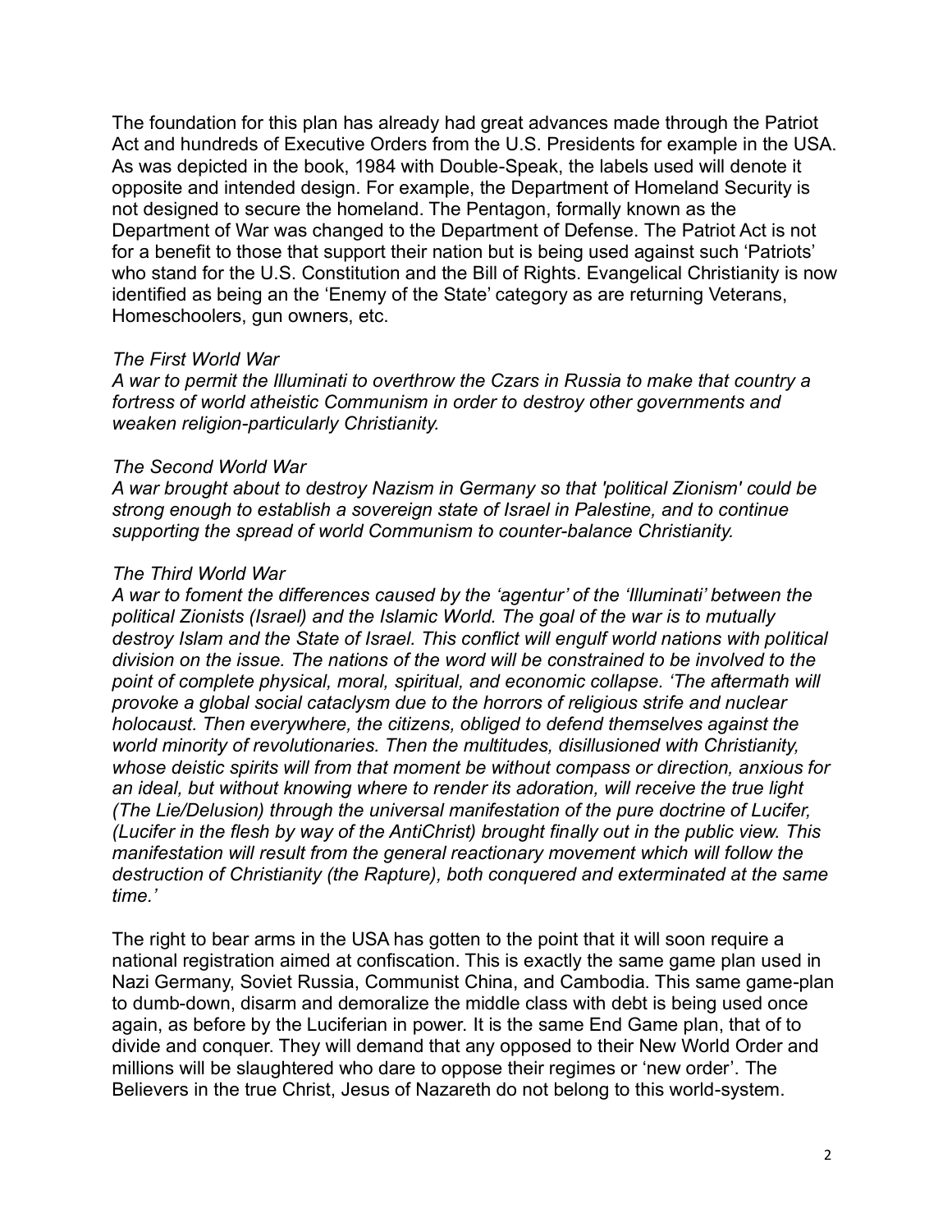The foundation for this plan has already had great advances made through the Patriot Act and hundreds of Executive Orders from the U.S. Presidents for example in the USA. As was depicted in the book, 1984 with Double-Speak, the labels used will denote it opposite and intended design. For example, the Department of Homeland Security is not designed to secure the homeland. The Pentagon, formally known as the Department of War was changed to the Department of Defense. The Patriot Act is not for a benefit to those that support their nation but is being used against such 'Patriots' who stand for the U.S. Constitution and the Bill of Rights. Evangelical Christianity is now identified as being an the 'Enemy of the State' category as are returning Veterans, Homeschoolers, gun owners, etc.

*The First World War*

*A war to permit the Illuminati to overthrow the Czars in Russia to make that country a fortress of world atheistic Communism in order to destroy other governments and weaken religion-particularly Christianity.*

*The Second World War*

*A war brought about to destroy Nazism in Germany so that 'political Zionism' could be strong enough to establish a sovereign state of Israel in Palestine, and to continue supporting the spread of world Communism to counter-balance Christianity.*

*The Third World War*

*A war to foment the differences caused by the 'agentur' of the 'Illuminati' between the political Zionists (Israel) and the Islamic World. The goal of the war is to mutually destroy Islam and the State of Israel. This conflict will engulf world nations with political division on the issue. The nations of the word will be constrained to be involved to the point of complete physical, moral, spiritual, and economic collapse. 'The aftermath will provoke a global social cataclysm due to the horrors of religious strife and nuclear holocaust. Then everywhere, the citizens, obliged to defend themselves against the world minority of revolutionaries. Then the multitudes, disillusioned with Christianity, whose deistic spirits will from that moment be without compass or direction, anxious for an ideal, but without knowing where to render its adoration, will receive the true light (The Lie/Delusion) through the universal manifestation of the pure doctrine of Lucifer, (Lucifer in the flesh by way of the AntiChrist) brought finally out in the public view. This manifestation will result from the general reactionary movement which will follow the destruction of Christianity (the Rapture), both conquered and exterminated at the same time.'*

The right to bear arms in the USA has gotten to the point that it will soon require a national registration aimed at confiscation. This is exactly the same game plan used in Nazi Germany, Soviet Russia, Communist China, and Cambodia. This same game-plan to dumb-down, disarm and demoralize the middle class with debt is being used once again, as before by the Luciferian in power. It is the same End Game plan, that of to divide and conquer. They will demand that any opposed to their New World Order and millions will be slaughtered who dare to oppose their regimes or 'new order'. The Believers in the true Christ, Jesus of Nazareth do not belong to this world-system.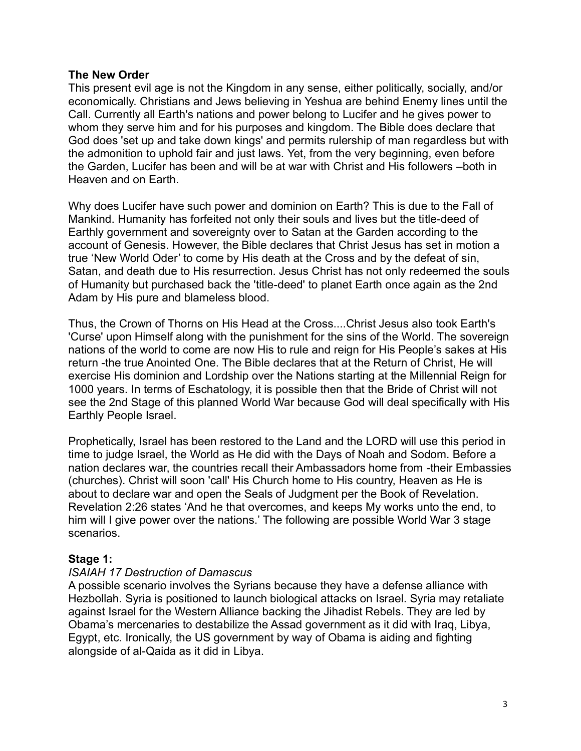**The New Order**

This present evil age is not the Kingdom in any sense, either politically, socially, and/or economically. Christians and Jews believing in Yeshua are behind Enemy lines until the Call. Currently all Earth's nations and power belong to Lucifer and he gives power to whom they serve him and for his purposes and kingdom. The Bible does declare that God does 'set up and take down kings' and permits rulership of man regardless but with the admonition to uphold fair and just laws. Yet, from the very beginning, even before the Garden, Lucifer has been and will be at war with Christ and His followers –both in Heaven and on Earth.

Why does Lucifer have such power and dominion on Earth? This is due to the Fall of Mankind. Humanity has forfeited not only their souls and lives but the title-deed of Earthly government and sovereignty over to Satan at the Garden according to the account of Genesis. However, the Bible declares that Christ Jesus has set in motion a true 'New World Oder' to come by His death at the Cross and by the defeat of sin, Satan, and death due to His resurrection. Jesus Christ has not only redeemed the souls of Humanity but purchased back the 'title-deed' to planet Earth once again as the 2nd Adam by His pure and blameless blood.

Thus, the Crown of Thorns on His Head at the Cross....Christ Jesus also took Earth's 'Curse' upon Himself along with the punishment for the sins of the World. The sovereign nations of the world to come are now His to rule and reign for His People's sakes at His return -the true Anointed One. The Bible declares that at the Return of Christ, He will exercise His dominion and Lordship over the Nations starting at the Millennial Reign for 1000 years. In terms of Eschatology, it is possible then that the Bride of Christ will not see the 2nd Stage of this planned World War because God will deal specifically with His Earthly People Israel.

Prophetically, Israel has been restored to the Land and the LORD will use this period in time to judge Israel, the World as He did with the Days of Noah and Sodom. Before a nation declares war, the countries recall their Ambassadors home from -their Embassies (churches). Christ will soon 'call' His Church home to His country, Heaven as He is about to declare war and open the Seals of Judgment per the Book of Revelation. Revelation 2:26 states 'And he that overcomes, and keeps My works unto the end, to him will I give power over the nations.' The following are possible World War 3 stage scenarios.

**Stage 1:**

*ISAIAH 17 Destruction of Damascus*

A possible scenario involves the Syrians because they have a defense alliance with Hezbollah. Syria is positioned to launch biological attacks on Israel. Syria may retaliate against Israel for the Western Alliance backing the Jihadist Rebels. They are led by Obama's mercenaries to destabilize the Assad government as it did with Iraq, Libya, Egypt, etc. Ironically, the US government by way of Obama is aiding and fighting alongside of al-Qaida as it did in Libya.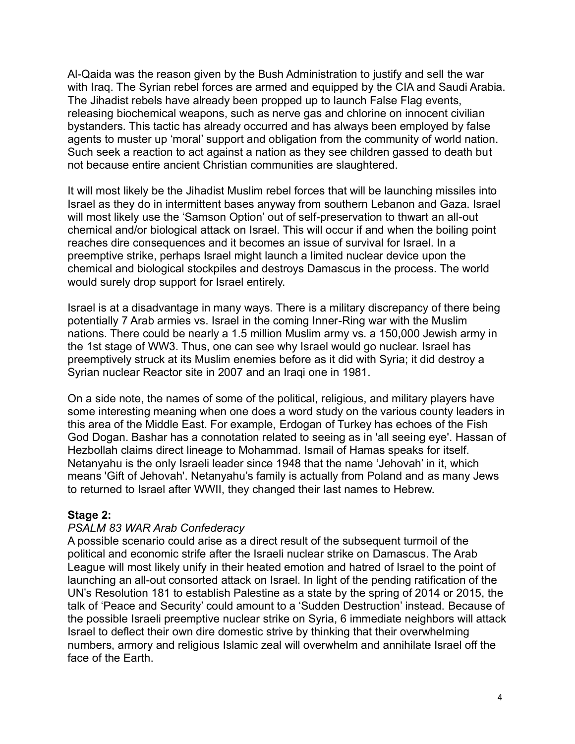Al-Qaida was the reason given by the Bush Administration to justify and sell the war with Iraq. The Syrian rebel forces are armed and equipped by the CIA and Saudi Arabia. The Jihadist rebels have already been propped up to launch False Flag events, releasing biochemical weapons, such as nerve gas and chlorine on innocent civilian bystanders. This tactic has already occurred and has always been employed by false agents to muster up 'moral' support and obligation from the community of world nation. Such seek a reaction to act against a nation as they see children gassed to death but not because entire ancient Christian communities are slaughtered.

It will most likely be the Jihadist Muslim rebel forces that will be launching missiles into Israel as they do in intermittent bases anyway from southern Lebanon and Gaza. Israel will most likely use the 'Samson Option' out of self-preservation to thwart an all-out chemical and/or biological attack on Israel. This will occur if and when the boiling point reaches dire consequences and it becomes an issue of survival for Israel. In a preemptive strike, perhaps Israel might launch a limited nuclear device upon the chemical and biological stockpiles and destroys Damascus in the process. The world would surely drop support for Israel entirely.

Israel is at a disadvantage in many ways. There is a military discrepancy of there being potentially 7 Arab armies vs. Israel in the coming Inner-Ring war with the Muslim nations. There could be nearly a 1.5 million Muslim army vs. a 150,000 Jewish army in the 1st stage of WW3. Thus, one can see why Israel would go nuclear. Israel has preemptively struck at its Muslim enemies before as it did with Syria; it did destroy a Syrian nuclear Reactor site in 2007 and an Iraqi one in 1981.

On a side note, the names of some of the political, religious, and military players have some interesting meaning when one does a word study on the various county leaders in this area of the Middle East. For example, Erdogan of Turkey has echoes of the Fish God Dogan. Bashar has a connotation related to seeing as in 'all seeing eye'. Hassan of Hezbollah claims direct lineage to Mohammad. Ismail of Hamas speaks for itself. Netanyahu is the only Israeli leader since 1948 that the name 'Jehovah' in it, which means 'Gift of Jehovah'. Netanyahu's family is actually from Poland and as many Jews to returned to Israel after WWII, they changed their last names to Hebrew.

**Stage 2:**

*PSALM 83 WAR Arab Confederacy*

A possible scenario could arise as a direct result of the subsequent turmoil of the political and economic strife after the Israeli nuclear strike on Damascus. The Arab League will most likely unify in their heated emotion and hatred of Israel to the point of launching an all-out consorted attack on Israel. In light of the pending ratification of the UN's Resolution 181 to establish Palestine as a state by the spring of 2014 or 2015, the talk of 'Peace and Security' could amount to a 'Sudden Destruction' instead. Because of the possible Israeli preemptive nuclear strike on Syria, 6 immediate neighbors will attack Israel to deflect their own dire domestic strive by thinking that their overwhelming numbers, armory and religious Islamic zeal will overwhelm and annihilate Israel off the face of the Earth.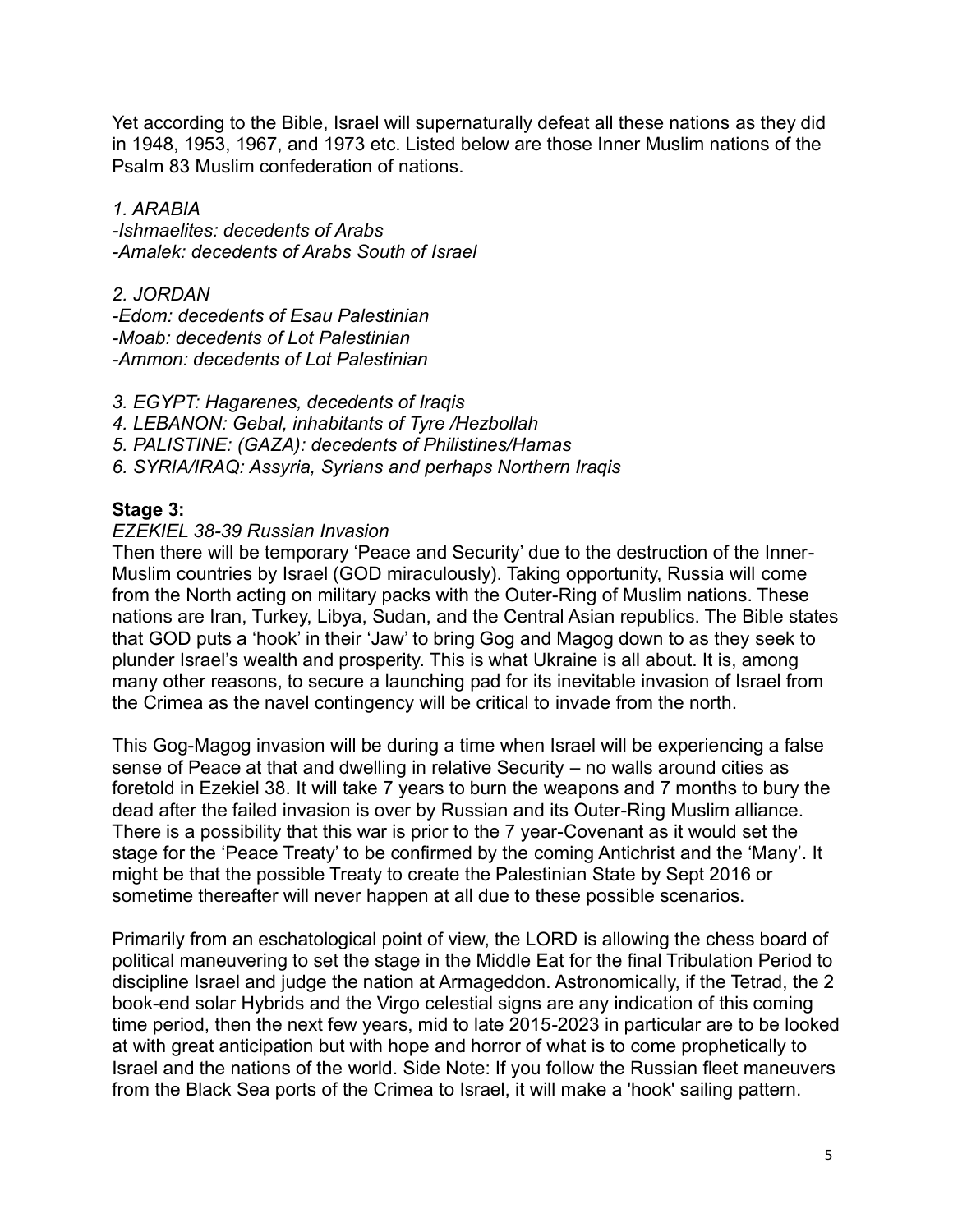Yet according to the Bible, Israel will supernaturally defeat all these nations as they did in 1948, 1953, 1967, and 1973 etc. Listed below are those Inner Muslim nations of the Psalm 83 Muslim confederation of nations.

*1. ARABIA*
*-Ishmaelites: decedents of Arabs*
*-Amalek: decedents of Arabs South of Israel*

*2. JORDAN*
*-Edom: decedents of Esau Palestinian*
*-Moab: decedents of Lot Palestinian*
*-Ammon: decedents of Lot Palestinian*

*3. EGYPT: Hagarenes, decedents of Iraqis*
*4. LEBANON: Gebal, inhabitants of Tyre /Hezbollah*
*5. PALISTINE: (GAZA): decedents of Philistines/Hamas*
*6. SYRIA/IRAQ: Assyria, Syrians and perhaps Northern Iraqis*

**Stage 3:**

*EZEKIEL 38-39 Russian Invasion*

Then there will be temporary 'Peace and Security' due to the destruction of the Inner-Muslim countries by Israel (GOD miraculously). Taking opportunity, Russia will come from the North acting on military packs with the Outer-Ring of Muslim nations. These nations are Iran, Turkey, Libya, Sudan, and the Central Asian republics. The Bible states that GOD puts a 'hook' in their 'Jaw' to bring Gog and Magog down to as they seek to plunder Israel's wealth and prosperity. This is what Ukraine is all about. It is, among many other reasons, to secure a launching pad for its inevitable invasion of Israel from the Crimea as the navel contingency will be critical to invade from the north.

This Gog-Magog invasion will be during a time when Israel will be experiencing a false sense of Peace at that and dwelling in relative Security – no walls around cities as foretold in Ezekiel 38. It will take 7 years to burn the weapons and 7 months to bury the dead after the failed invasion is over by Russian and its Outer-Ring Muslim alliance. There is a possibility that this war is prior to the 7 year-Covenant as it would set the stage for the 'Peace Treaty' to be confirmed by the coming Antichrist and the 'Many'. It might be that the possible Treaty to create the Palestinian State by Sept 2016 or sometime thereafter will never happen at all due to these possible scenarios.

Primarily from an eschatological point of view, the LORD is allowing the chess board of political maneuvering to set the stage in the Middle Eat for the final Tribulation Period to discipline Israel and judge the nation at Armageddon. Astronomically, if the Tetrad, the 2 book-end solar Hybrids and the Virgo celestial signs are any indication of this coming time period, then the next few years, mid to late 2015-2023 in particular are to be looked at with great anticipation but with hope and horror of what is to come prophetically to Israel and the nations of the world. Side Note: If you follow the Russian fleet maneuvers from the Black Sea ports of the Crimea to Israel, it will make a 'hook' sailing pattern.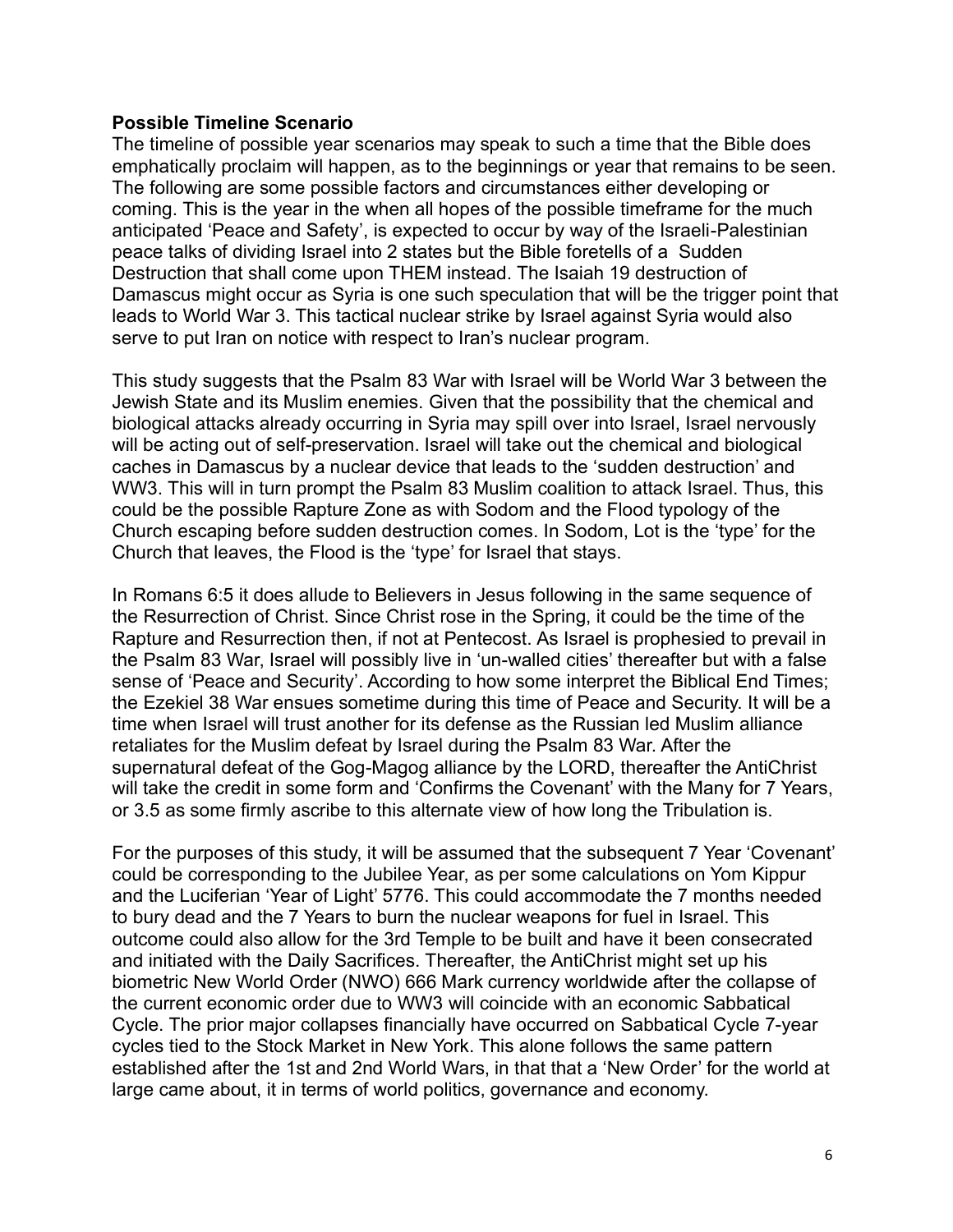**Possible Timeline Scenario**

The timeline of possible year scenarios may speak to such a time that the Bible does emphatically proclaim will happen, as to the beginnings or year that remains to be seen. The following are some possible factors and circumstances either developing or coming. This is the year in the when all hopes of the possible timeframe for the much anticipated 'Peace and Safety', is expected to occur by way of the Israeli-Palestinian peace talks of dividing Israel into 2 states but the Bible foretells of a Sudden Destruction that shall come upon THEM instead. The Isaiah 19 destruction of Damascus might occur as Syria is one such speculation that will be the trigger point that leads to World War 3. This tactical nuclear strike by Israel against Syria would also serve to put Iran on notice with respect to Iran's nuclear program.

This study suggests that the Psalm 83 War with Israel will be World War 3 between the Jewish State and its Muslim enemies. Given that the possibility that the chemical and biological attacks already occurring in Syria may spill over into Israel, Israel nervously will be acting out of self-preservation. Israel will take out the chemical and biological caches in Damascus by a nuclear device that leads to the 'sudden destruction' and WW3. This will in turn prompt the Psalm 83 Muslim coalition to attack Israel. Thus, this could be the possible Rapture Zone as with Sodom and the Flood typology of the Church escaping before sudden destruction comes. In Sodom, Lot is the 'type' for the Church that leaves, the Flood is the 'type' for Israel that stays.

In Romans 6:5 it does allude to Believers in Jesus following in the same sequence of the Resurrection of Christ. Since Christ rose in the Spring, it could be the time of the Rapture and Resurrection then, if not at Pentecost. As Israel is prophesied to prevail in the Psalm 83 War, Israel will possibly live in 'un-walled cities' thereafter but with a false sense of 'Peace and Security'. According to how some interpret the Biblical End Times; the Ezekiel 38 War ensues sometime during this time of Peace and Security. It will be a time when Israel will trust another for its defense as the Russian led Muslim alliance retaliates for the Muslim defeat by Israel during the Psalm 83 War. After the supernatural defeat of the Gog-Magog alliance by the LORD, thereafter the AntiChrist will take the credit in some form and 'Confirms the Covenant' with the Many for 7 Years, or 3.5 as some firmly ascribe to this alternate view of how long the Tribulation is.

For the purposes of this study, it will be assumed that the subsequent 7 Year 'Covenant' could be corresponding to the Jubilee Year, as per some calculations on Yom Kippur and the Luciferian 'Year of Light' 5776. This could accommodate the 7 months needed to bury dead and the 7 Years to burn the nuclear weapons for fuel in Israel. This outcome could also allow for the 3rd Temple to be built and have it been consecrated and initiated with the Daily Sacrifices. Thereafter, the AntiChrist might set up his biometric New World Order (NWO) 666 Mark currency worldwide after the collapse of the current economic order due to WW3 will coincide with an economic Sabbatical Cycle. The prior major collapses financially have occurred on Sabbatical Cycle 7-year cycles tied to the Stock Market in New York. This alone follows the same pattern established after the 1st and 2nd World Wars, in that that a 'New Order' for the world at large came about, it in terms of world politics, governance and economy.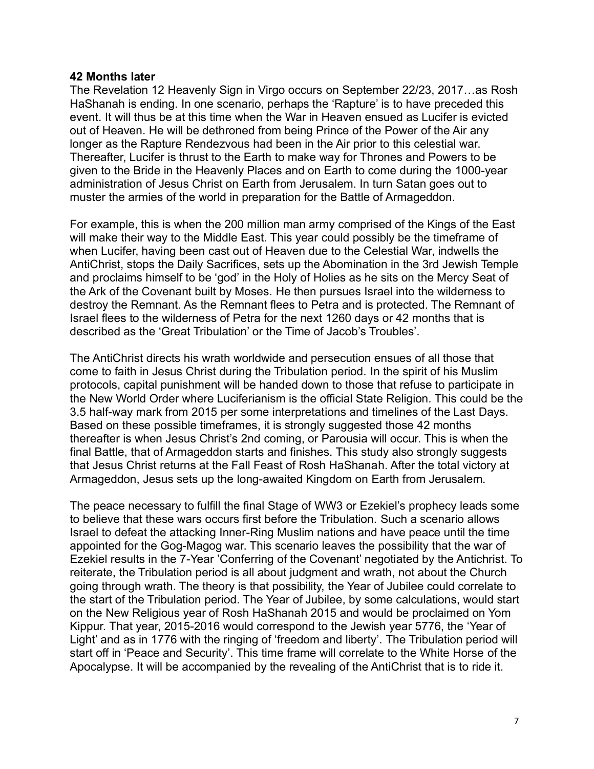**42 Months later**

The Revelation 12 Heavenly Sign in Virgo occurs on September 22/23, 2017…as Rosh HaShanah is ending. In one scenario, perhaps the 'Rapture' is to have preceded this event. It will thus be at this time when the War in Heaven ensued as Lucifer is evicted out of Heaven. He will be dethroned from being Prince of the Power of the Air any longer as the Rapture Rendezvous had been in the Air prior to this celestial war. Thereafter, Lucifer is thrust to the Earth to make way for Thrones and Powers to be given to the Bride in the Heavenly Places and on Earth to come during the 1000-year administration of Jesus Christ on Earth from Jerusalem. In turn Satan goes out to muster the armies of the world in preparation for the Battle of Armageddon.

For example, this is when the 200 million man army comprised of the Kings of the East will make their way to the Middle East. This year could possibly be the timeframe of when Lucifer, having been cast out of Heaven due to the Celestial War, indwells the AntiChrist, stops the Daily Sacrifices, sets up the Abomination in the 3rd Jewish Temple and proclaims himself to be 'god' in the Holy of Holies as he sits on the Mercy Seat of the Ark of the Covenant built by Moses. He then pursues Israel into the wilderness to destroy the Remnant. As the Remnant flees to Petra and is protected. The Remnant of Israel flees to the wilderness of Petra for the next 1260 days or 42 months that is described as the 'Great Tribulation' or the Time of Jacob's Troubles'.

The AntiChrist directs his wrath worldwide and persecution ensues of all those that come to faith in Jesus Christ during the Tribulation period. In the spirit of his Muslim protocols, capital punishment will be handed down to those that refuse to participate in the New World Order where Luciferianism is the official State Religion. This could be the 3.5 half-way mark from 2015 per some interpretations and timelines of the Last Days. Based on these possible timeframes, it is strongly suggested those 42 months thereafter is when Jesus Christ's 2nd coming, or Parousia will occur. This is when the final Battle, that of Armageddon starts and finishes. This study also strongly suggests that Jesus Christ returns at the Fall Feast of Rosh HaShanah. After the total victory at Armageddon, Jesus sets up the long-awaited Kingdom on Earth from Jerusalem.

The peace necessary to fulfill the final Stage of WW3 or Ezekiel's prophecy leads some to believe that these wars occurs first before the Tribulation. Such a scenario allows Israel to defeat the attacking Inner-Ring Muslim nations and have peace until the time appointed for the Gog-Magog war. This scenario leaves the possibility that the war of Ezekiel results in the 7-Year 'Conferring of the Covenant' negotiated by the Antichrist. To reiterate, the Tribulation period is all about judgment and wrath, not about the Church going through wrath. The theory is that possibility, the Year of Jubilee could correlate to the start of the Tribulation period. The Year of Jubilee, by some calculations, would start on the New Religious year of Rosh HaShanah 2015 and would be proclaimed on Yom Kippur. That year, 2015-2016 would correspond to the Jewish year 5776, the 'Year of Light' and as in 1776 with the ringing of 'freedom and liberty'. The Tribulation period will start off in 'Peace and Security'. This time frame will correlate to the White Horse of the Apocalypse. It will be accompanied by the revealing of the AntiChrist that is to ride it.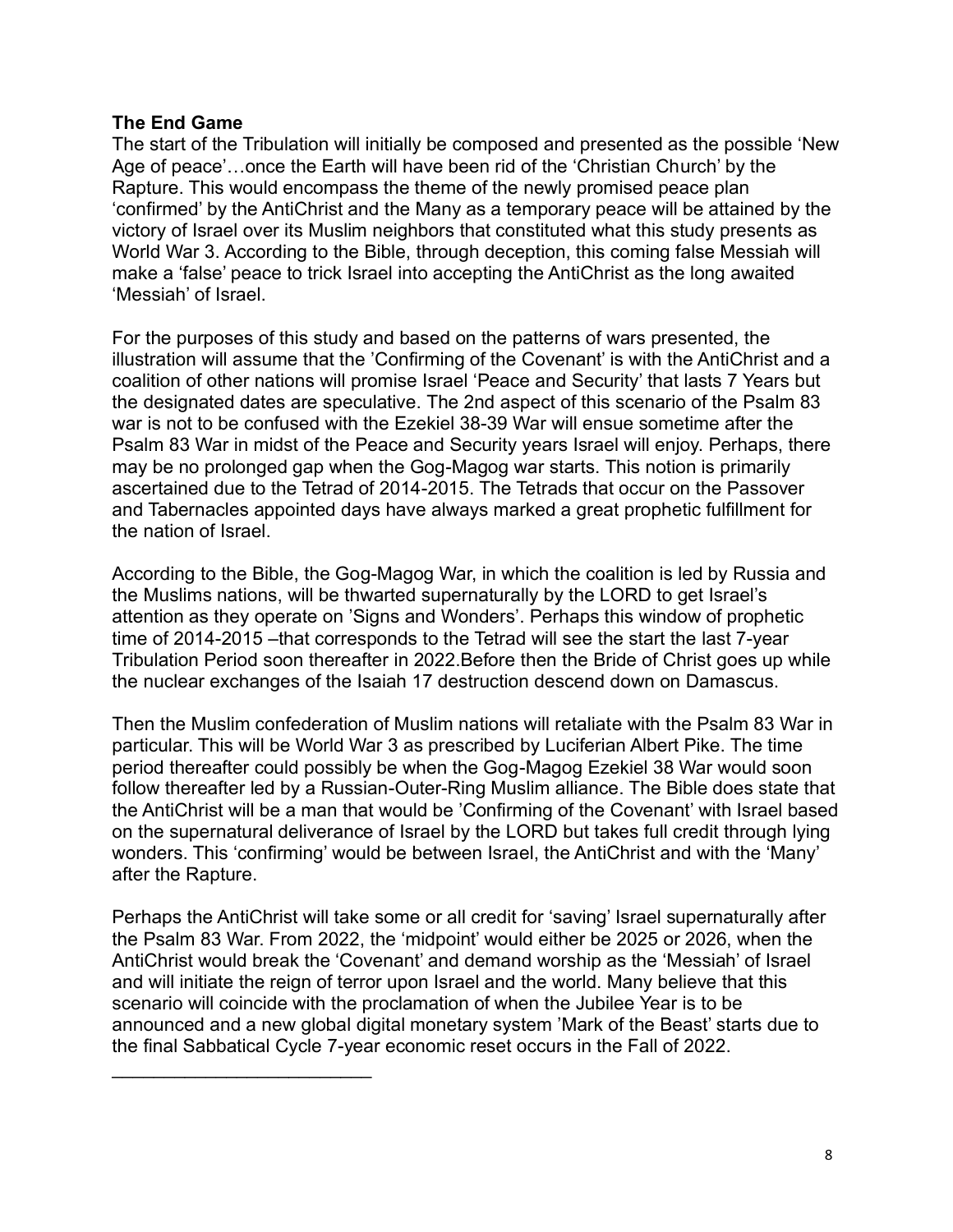**The End Game**

The start of the Tribulation will initially be composed and presented as the possible 'New Age of peace'…once the Earth will have been rid of the 'Christian Church' by the Rapture. This would encompass the theme of the newly promised peace plan 'confirmed' by the AntiChrist and the Many as a temporary peace will be attained by the victory of Israel over its Muslim neighbors that constituted what this study presents as World War 3. According to the Bible, through deception, this coming false Messiah will make a 'false' peace to trick Israel into accepting the AntiChrist as the long awaited 'Messiah' of Israel.

For the purposes of this study and based on the patterns of wars presented, the illustration will assume that the 'Confirming of the Covenant' is with the AntiChrist and a coalition of other nations will promise Israel 'Peace and Security' that lasts 7 Years but the designated dates are speculative. The 2nd aspect of this scenario of the Psalm 83 war is not to be confused with the Ezekiel 38-39 War will ensue sometime after the Psalm 83 War in midst of the Peace and Security years Israel will enjoy. Perhaps, there may be no prolonged gap when the Gog-Magog war starts. This notion is primarily ascertained due to the Tetrad of 2014-2015. The Tetrads that occur on the Passover and Tabernacles appointed days have always marked a great prophetic fulfillment for the nation of Israel.

According to the Bible, the Gog-Magog War, in which the coalition is led by Russia and the Muslims nations, will be thwarted supernaturally by the LORD to get Israel's attention as they operate on 'Signs and Wonders'. Perhaps this window of prophetic time of 2014-2015 –that corresponds to the Tetrad will see the start the last 7-year Tribulation Period soon thereafter in 2022.Before then the Bride of Christ goes up while the nuclear exchanges of the Isaiah 17 destruction descend down on Damascus.

Then the Muslim confederation of Muslim nations will retaliate with the Psalm 83 War in particular. This will be World War 3 as prescribed by Luciferian Albert Pike. The time period thereafter could possibly be when the Gog-Magog Ezekiel 38 War would soon follow thereafter led by a Russian-Outer-Ring Muslim alliance. The Bible does state that the AntiChrist will be a man that would be 'Confirming of the Covenant' with Israel based on the supernatural deliverance of Israel by the LORD but takes full credit through lying wonders. This 'confirming' would be between Israel, the AntiChrist and with the 'Many' after the Rapture.

Perhaps the AntiChrist will take some or all credit for 'saving' Israel supernaturally after the Psalm 83 War. From 2022, the 'midpoint' would either be 2025 or 2026, when the AntiChrist would break the 'Covenant' and demand worship as the 'Messiah' of Israel and will initiate the reign of terror upon Israel and the world. Many believe that this scenario will coincide with the proclamation of when the Jubilee Year is to be announced and a new global digital monetary system 'Mark of the Beast' starts due to the final Sabbatical Cycle 7-year economic reset occurs in the Fall of 2022.

___________________________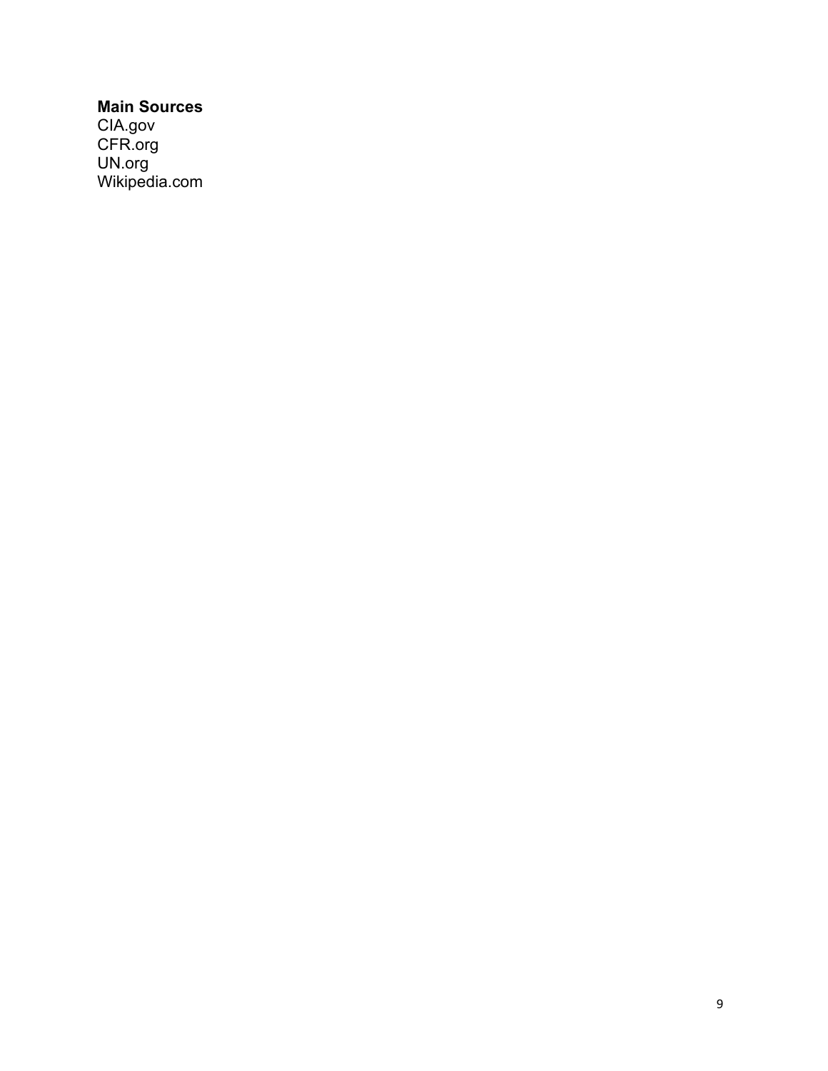**Main Sources**

CIA.gov
CFR.org
UN.org
Wikipedia.com